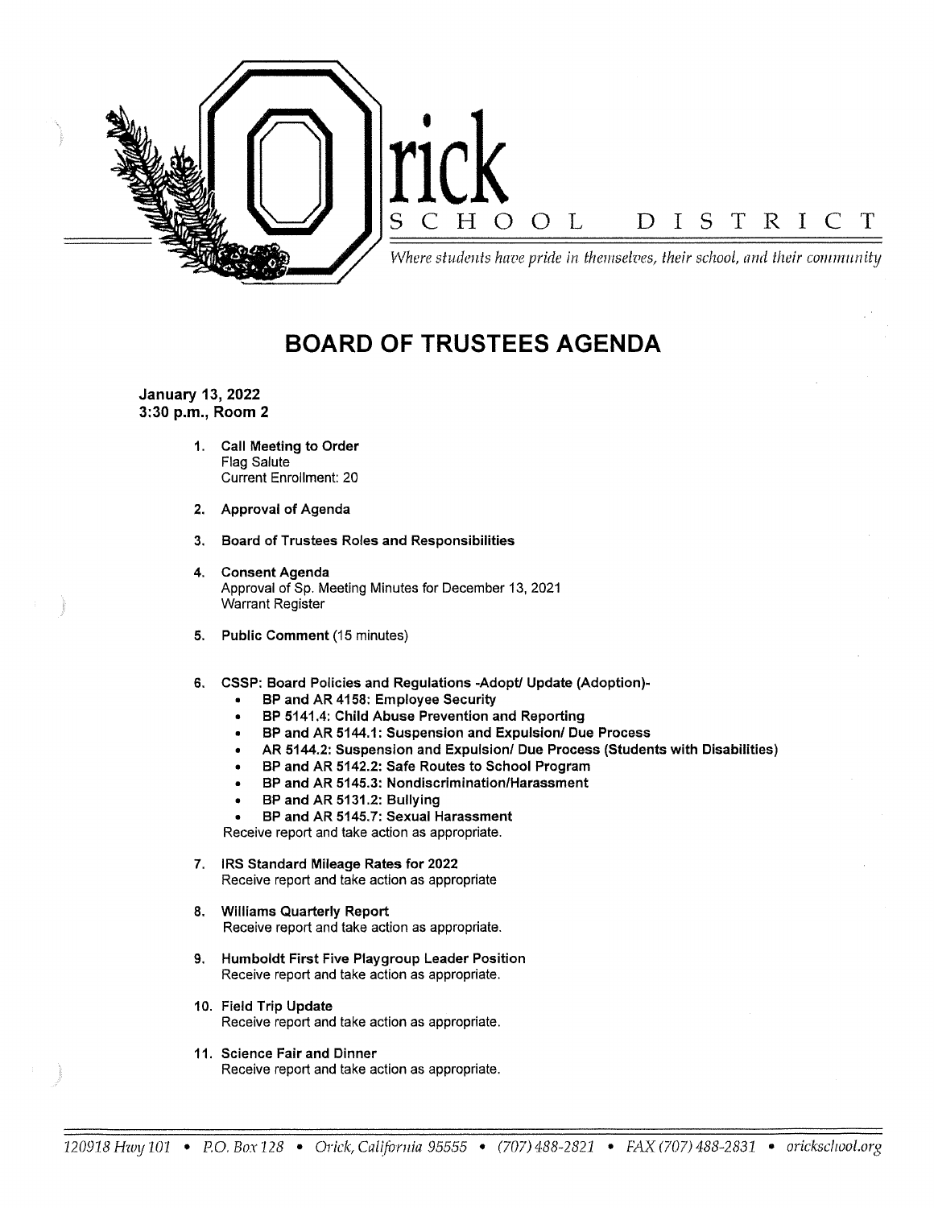# Orick

## SCHOOL DISTRICT

*Where students have pride in themselves, their school, and their community*

# BOARD OF TRUSTEES AGENDA

**January 13, 2022**
**3:30 p.m., Room 2**

1. **Call Meeting to Order**
   Flag Salute
   Current Enrollment: 20

2. **Approval of Agenda**

3. **Board of Trustees Roles and Responsibilities**

4. **Consent Agenda**
   Approval of Sp. Meeting Minutes for December 13, 2021
   Warrant Register

5. **Public Comment** (15 minutes)

6. **CSSP: Board Policies and Regulations -Adopt/ Update (Adoption)-**
   - **BP and AR 4158: Employee Security**
   - **BP 5141.4: Child Abuse Prevention and Reporting**
   - **BP and AR 5144.1: Suspension and Expulsion/ Due Process**
   - **AR 5144.2: Suspension and Expulsion/ Due Process (Students with Disabilities)**
   - **BP and AR 5142.2: Safe Routes to School Program**
   - **BP and AR 5145.3: Nondiscrimination/Harassment**
   - **BP and AR 5131.2: Bullying**
   - **BP and AR 5145.7: Sexual Harassment**

   Receive report and take action as appropriate.

7. **IRS Standard Mileage Rates for 2022**
   Receive report and take action as appropriate

8. **Williams Quarterly Report**
   Receive report and take action as appropriate.

9. **Humboldt First Five Playgroup Leader Position**
   Receive report and take action as appropriate.

10. **Field Trip Update**
    Receive report and take action as appropriate.

11. **Science Fair and Dinner**
    Receive report and take action as appropriate.

*120918 Hwy 101 • P.O. Box 128 • Orick, California 95555 • (707) 488-2821 • FAX (707) 488-2831 • orickschool.org*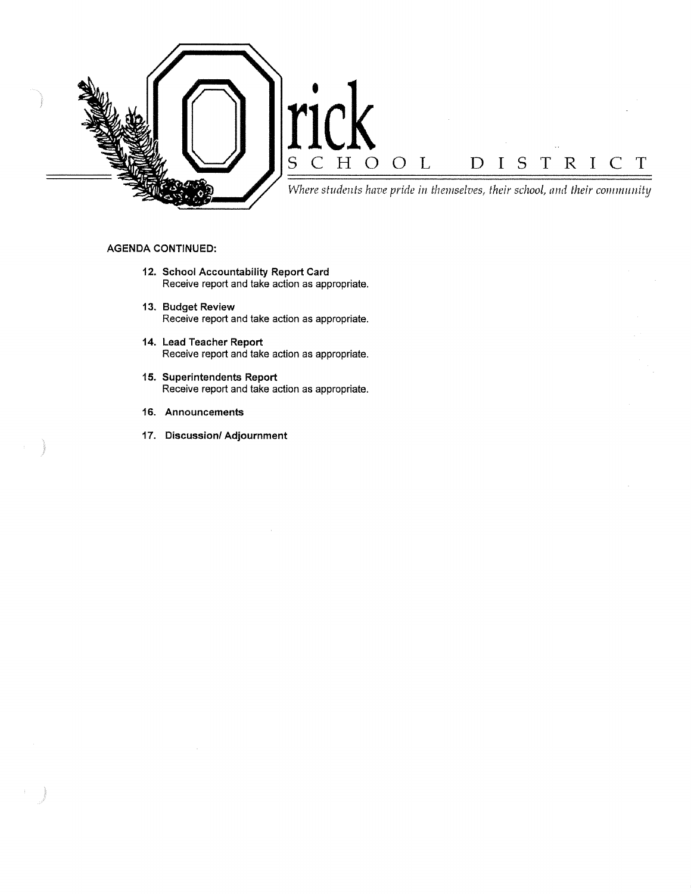# Orick SCHOOL DISTRICT

*Where students have pride in themselves, their school, and their community*

**AGENDA CONTINUED:**

12. **School Accountability Report Card**
    Receive report and take action as appropriate.

13. **Budget Review**
    Receive report and take action as appropriate.

14. **Lead Teacher Report**
    Receive report and take action as appropriate.

15. **Superintendents Report**
    Receive report and take action as appropriate.

16. **Announcements**

17. **Discussion/ Adjournment**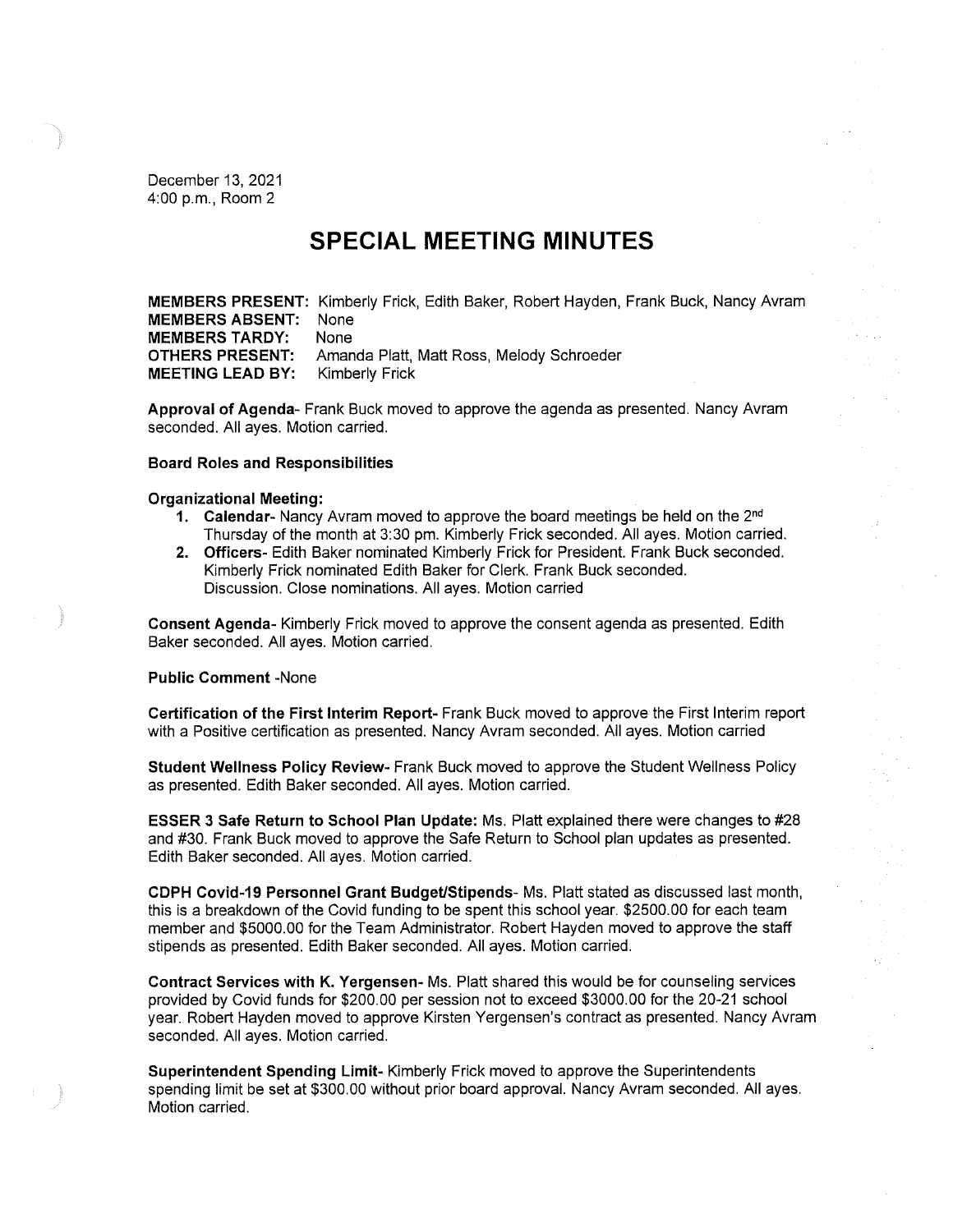December 13, 2021
4:00 p.m., Room 2

# SPECIAL MEETING MINUTES

**MEMBERS PRESENT:** Kimberly Frick, Edith Baker, Robert Hayden, Frank Buck, Nancy Avram
**MEMBERS ABSENT:** None
**MEMBERS TARDY:** None
**OTHERS PRESENT:** Amanda Platt, Matt Ross, Melody Schroeder
**MEETING LEAD BY:** Kimberly Frick

**Approval of Agenda**- Frank Buck moved to approve the agenda as presented. Nancy Avram seconded. All ayes. Motion carried.

**Board Roles and Responsibilities**

**Organizational Meeting:**

1. **Calendar**- Nancy Avram moved to approve the board meetings be held on the 2nd Thursday of the month at 3:30 pm. Kimberly Frick seconded. All ayes. Motion carried.
2. **Officers**- Edith Baker nominated Kimberly Frick for President. Frank Buck seconded. Kimberly Frick nominated Edith Baker for Clerk. Frank Buck seconded. Discussion. Close nominations. All ayes. Motion carried

**Consent Agenda**- Kimberly Frick moved to approve the consent agenda as presented. Edith Baker seconded. All ayes. Motion carried.

**Public Comment** -None

**Certification of the First Interim Report**- Frank Buck moved to approve the First Interim report with a Positive certification as presented. Nancy Avram seconded. All ayes. Motion carried

**Student Wellness Policy Review**- Frank Buck moved to approve the Student Wellness Policy as presented. Edith Baker seconded. All ayes. Motion carried.

**ESSER 3 Safe Return to School Plan Update:** Ms. Platt explained there were changes to #28 and #30. Frank Buck moved to approve the Safe Return to School plan updates as presented. Edith Baker seconded. All ayes. Motion carried.

**CDPH Covid-19 Personnel Grant Budget/Stipends**- Ms. Platt stated as discussed last month, this is a breakdown of the Covid funding to be spent this school year. $2500.00 for each team member and $5000.00 for the Team Administrator. Robert Hayden moved to approve the staff stipends as presented. Edith Baker seconded. All ayes. Motion carried.

**Contract Services with K. Yergensen**- Ms. Platt shared this would be for counseling services provided by Covid funds for $200.00 per session not to exceed $3000.00 for the 20-21 school year. Robert Hayden moved to approve Kirsten Yergensen's contract as presented. Nancy Avram seconded. All ayes. Motion carried.

**Superintendent Spending Limit**- Kimberly Frick moved to approve the Superintendents spending limit be set at $300.00 without prior board approval. Nancy Avram seconded. All ayes. Motion carried.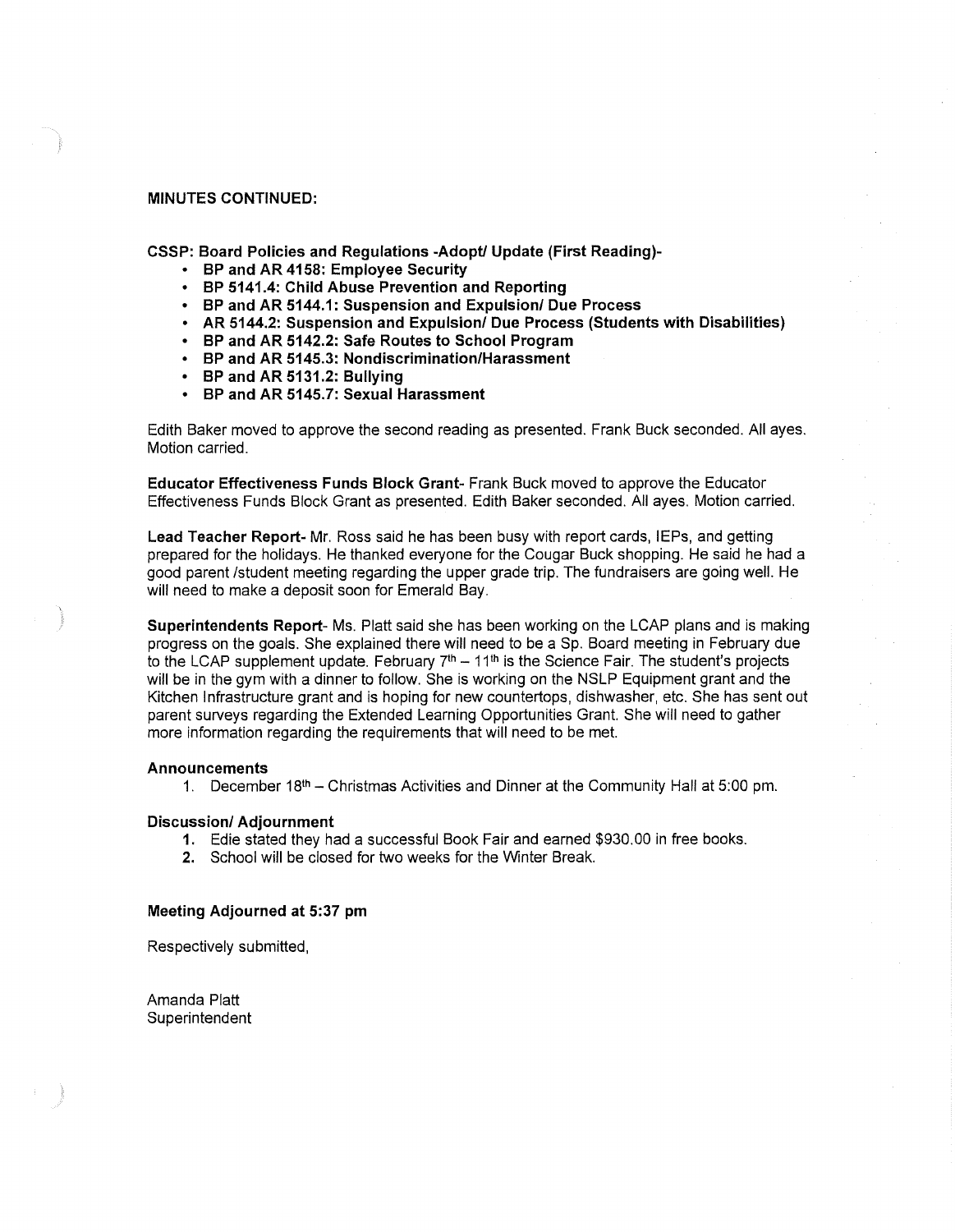**MINUTES CONTINUED:**

**CSSP: Board Policies and Regulations -Adopt/ Update (First Reading)-**

- **BP and AR 4158: Employee Security**
- **BP 5141.4: Child Abuse Prevention and Reporting**
- **BP and AR 5144.1: Suspension and Expulsion/ Due Process**
- **AR 5144.2: Suspension and Expulsion/ Due Process (Students with Disabilities)**
- **BP and AR 5142.2: Safe Routes to School Program**
- **BP and AR 5145.3: Nondiscrimination/Harassment**
- **BP and AR 5131.2: Bullying**
- **BP and AR 5145.7: Sexual Harassment**

Edith Baker moved to approve the second reading as presented. Frank Buck seconded. All ayes. Motion carried.

**Educator Effectiveness Funds Block Grant**- Frank Buck moved to approve the Educator Effectiveness Funds Block Grant as presented. Edith Baker seconded. All ayes. Motion carried.

**Lead Teacher Report**- Mr. Ross said he has been busy with report cards, IEPs, and getting prepared for the holidays. He thanked everyone for the Cougar Buck shopping. He said he had a good parent /student meeting regarding the upper grade trip. The fundraisers are going well. He will need to make a deposit soon for Emerald Bay.

**Superintendents Report**- Ms. Platt said she has been working on the LCAP plans and is making progress on the goals. She explained there will need to be a Sp. Board meeting in February due to the LCAP supplement update. February 7th – 11th is the Science Fair. The student's projects will be in the gym with a dinner to follow. She is working on the NSLP Equipment grant and the Kitchen Infrastructure grant and is hoping for new countertops, dishwasher, etc. She has sent out parent surveys regarding the Extended Learning Opportunities Grant. She will need to gather more information regarding the requirements that will need to be met.

**Announcements**

1. December 18th – Christmas Activities and Dinner at the Community Hall at 5:00 pm.

**Discussion/ Adjournment**

1. Edie stated they had a successful Book Fair and earned $930.00 in free books.
2. School will be closed for two weeks for the Winter Break.

**Meeting Adjourned at 5:37 pm**

Respectively submitted,

Amanda Platt
Superintendent